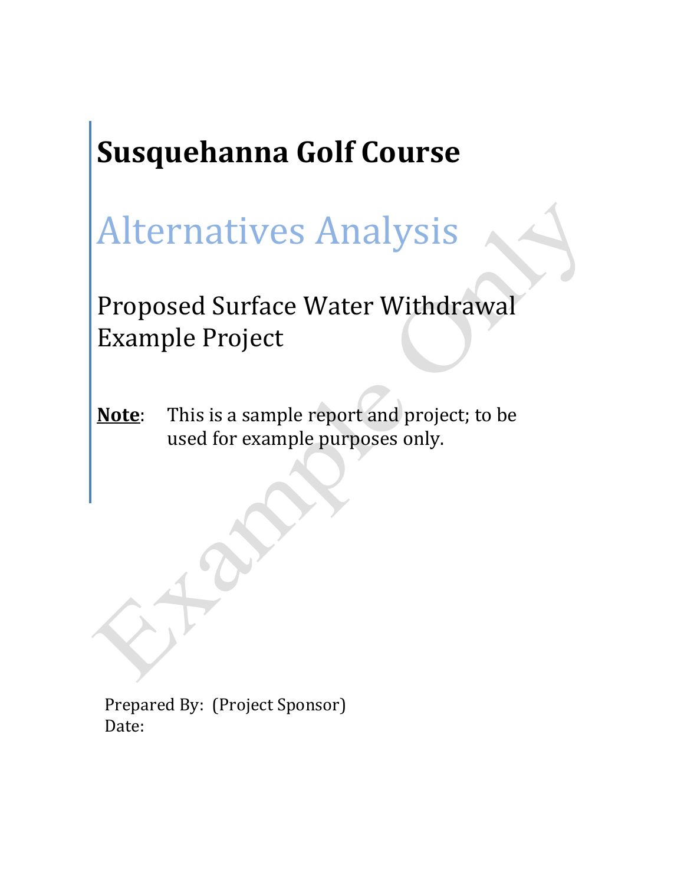# Susquehanna Golf Course

## Alternatives Analysis

### Proposed Surface Water Withdrawal Example Project

**Note**: This is a sample report and project; to be used for example purposes only.

Prepared By: (Project Sponsor)
Date: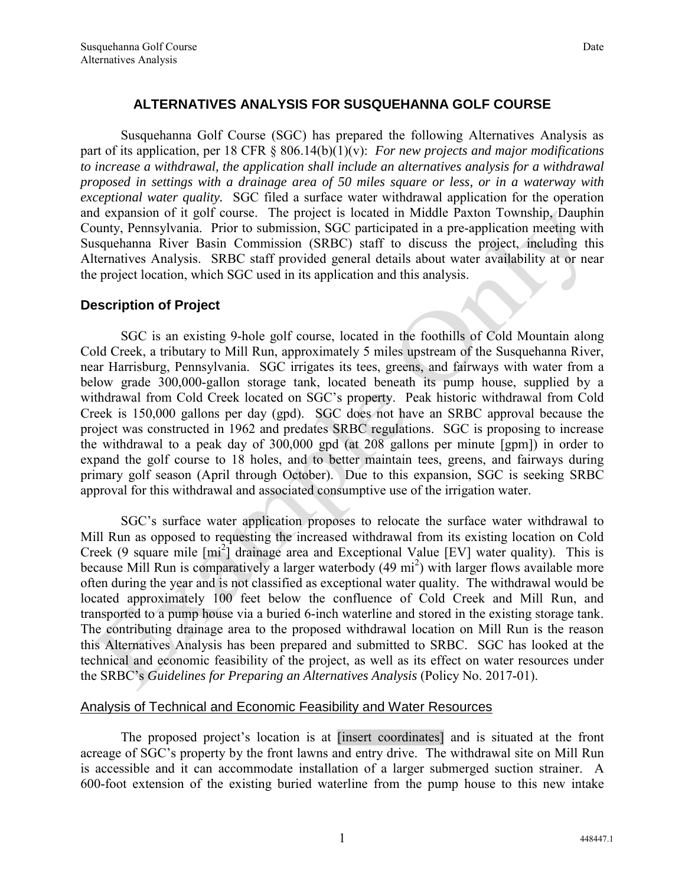# ALTERNATIVES ANALYSIS FOR SUSQUEHANNA GOLF COURSE

Susquehanna Golf Course (SGC) has prepared the following Alternatives Analysis as part of its application, per 18 CFR § 806.14(b)(1)(v): *For new projects and major modifications to increase a withdrawal, the application shall include an alternatives analysis for a withdrawal proposed in settings with a drainage area of 50 miles square or less, or in a waterway with exceptional water quality.* SGC filed a surface water withdrawal application for the operation and expansion of it golf course. The project is located in Middle Paxton Township, Dauphin County, Pennsylvania. Prior to submission, SGC participated in a pre-application meeting with Susquehanna River Basin Commission (SRBC) staff to discuss the project, including this Alternatives Analysis. SRBC staff provided general details about water availability at or near the project location, which SGC used in its application and this analysis.

## Description of Project

SGC is an existing 9-hole golf course, located in the foothills of Cold Mountain along Cold Creek, a tributary to Mill Run, approximately 5 miles upstream of the Susquehanna River, near Harrisburg, Pennsylvania. SGC irrigates its tees, greens, and fairways with water from a below grade 300,000-gallon storage tank, located beneath its pump house, supplied by a withdrawal from Cold Creek located on SGC's property. Peak historic withdrawal from Cold Creek is 150,000 gallons per day (gpd). SGC does not have an SRBC approval because the project was constructed in 1962 and predates SRBC regulations. SGC is proposing to increase the withdrawal to a peak day of 300,000 gpd (at 208 gallons per minute [gpm]) in order to expand the golf course to 18 holes, and to better maintain tees, greens, and fairways during primary golf season (April through October). Due to this expansion, SGC is seeking SRBC approval for this withdrawal and associated consumptive use of the irrigation water.

SGC's surface water application proposes to relocate the surface water withdrawal to Mill Run as opposed to requesting the increased withdrawal from its existing location on Cold Creek (9 square mile [$mi^2$] drainage area and Exceptional Value [EV] water quality). This is because Mill Run is comparatively a larger waterbody (49 $mi^2$) with larger flows available more often during the year and is not classified as exceptional water quality. The withdrawal would be located approximately 100 feet below the confluence of Cold Creek and Mill Run, and transported to a pump house via a buried 6-inch waterline and stored in the existing storage tank. The contributing drainage area to the proposed withdrawal location on Mill Run is the reason this Alternatives Analysis has been prepared and submitted to SRBC. SGC has looked at the technical and economic feasibility of the project, as well as its effect on water resources under the SRBC's *Guidelines for Preparing an Alternatives Analysis* (Policy No. 2017-01).

### Analysis of Technical and Economic Feasibility and Water Resources

The proposed project's location is at [insert coordinates] and is situated at the front acreage of SGC's property by the front lawns and entry drive. The withdrawal site on Mill Run is accessible and it can accommodate installation of a larger submerged suction strainer. A 600-foot extension of the existing buried waterline from the pump house to this new intake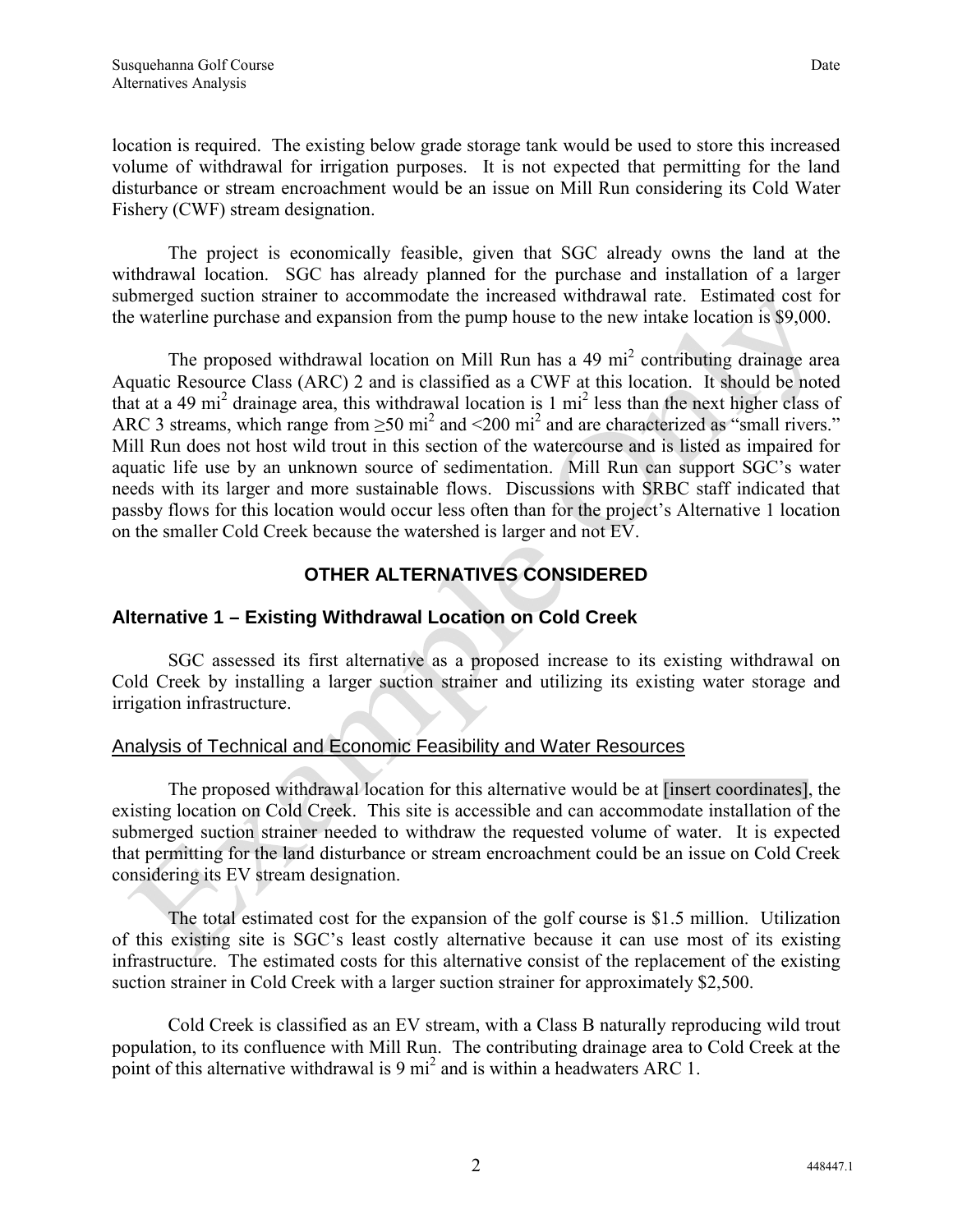location is required. The existing below grade storage tank would be used to store this increased volume of withdrawal for irrigation purposes. It is not expected that permitting for the land disturbance or stream encroachment would be an issue on Mill Run considering its Cold Water Fishery (CWF) stream designation.

The project is economically feasible, given that SGC already owns the land at the withdrawal location. SGC has already planned for the purchase and installation of a larger submerged suction strainer to accommodate the increased withdrawal rate. Estimated cost for the waterline purchase and expansion from the pump house to the new intake location is $9,000.

The proposed withdrawal location on Mill Run has a 49 $mi^2$ contributing drainage area Aquatic Resource Class (ARC) 2 and is classified as a CWF at this location. It should be noted that at a 49 $mi^2$ drainage area, this withdrawal location is 1 $mi^2$ less than the next higher class of ARC 3 streams, which range from $\geq 50$ $mi^2$ and $<200$ $mi^2$ and are characterized as "small rivers." Mill Run does not host wild trout in this section of the watercourse and is listed as impaired for aquatic life use by an unknown source of sedimentation. Mill Run can support SGC's water needs with its larger and more sustainable flows. Discussions with SRBC staff indicated that passby flows for this location would occur less often than for the project's Alternative 1 location on the smaller Cold Creek because the watershed is larger and not EV.

## OTHER ALTERNATIVES CONSIDERED

### Alternative 1 – Existing Withdrawal Location on Cold Creek

SGC assessed its first alternative as a proposed increase to its existing withdrawal on Cold Creek by installing a larger suction strainer and utilizing its existing water storage and irrigation infrastructure.

#### Analysis of Technical and Economic Feasibility and Water Resources

The proposed withdrawal location for this alternative would be at [insert coordinates], the existing location on Cold Creek. This site is accessible and can accommodate installation of the submerged suction strainer needed to withdraw the requested volume of water. It is expected that permitting for the land disturbance or stream encroachment could be an issue on Cold Creek considering its EV stream designation.

The total estimated cost for the expansion of the golf course is $1.5 million. Utilization of this existing site is SGC's least costly alternative because it can use most of its existing infrastructure. The estimated costs for this alternative consist of the replacement of the existing suction strainer in Cold Creek with a larger suction strainer for approximately $2,500.

Cold Creek is classified as an EV stream, with a Class B naturally reproducing wild trout population, to its confluence with Mill Run. The contributing drainage area to Cold Creek at the point of this alternative withdrawal is 9 $mi^2$ and is within a headwaters ARC 1.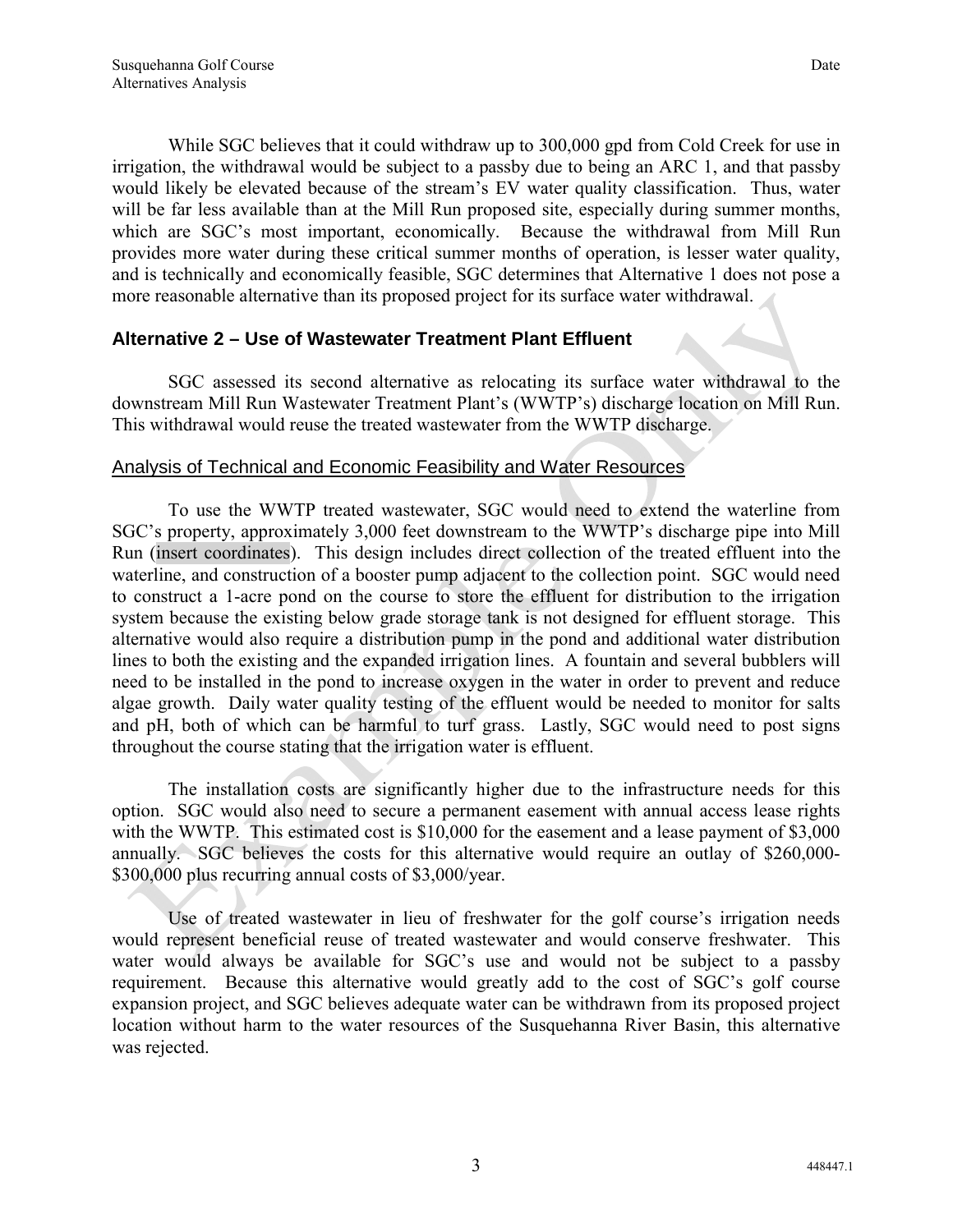While SGC believes that it could withdraw up to 300,000 gpd from Cold Creek for use in irrigation, the withdrawal would be subject to a passby due to being an ARC 1, and that passby would likely be elevated because of the stream's EV water quality classification. Thus, water will be far less available than at the Mill Run proposed site, especially during summer months, which are SGC's most important, economically. Because the withdrawal from Mill Run provides more water during these critical summer months of operation, is lesser water quality, and is technically and economically feasible, SGC determines that Alternative 1 does not pose a more reasonable alternative than its proposed project for its surface water withdrawal.

## Alternative 2 – Use of Wastewater Treatment Plant Effluent

SGC assessed its second alternative as relocating its surface water withdrawal to the downstream Mill Run Wastewater Treatment Plant's (WWTP's) discharge location on Mill Run. This withdrawal would reuse the treated wastewater from the WWTP discharge.

### Analysis of Technical and Economic Feasibility and Water Resources

To use the WWTP treated wastewater, SGC would need to extend the waterline from SGC's property, approximately 3,000 feet downstream to the WWTP's discharge pipe into Mill Run (insert coordinates). This design includes direct collection of the treated effluent into the waterline, and construction of a booster pump adjacent to the collection point. SGC would need to construct a 1-acre pond on the course to store the effluent for distribution to the irrigation system because the existing below grade storage tank is not designed for effluent storage. This alternative would also require a distribution pump in the pond and additional water distribution lines to both the existing and the expanded irrigation lines. A fountain and several bubblers will need to be installed in the pond to increase oxygen in the water in order to prevent and reduce algae growth. Daily water quality testing of the effluent would be needed to monitor for salts and pH, both of which can be harmful to turf grass. Lastly, SGC would need to post signs throughout the course stating that the irrigation water is effluent.

The installation costs are significantly higher due to the infrastructure needs for this option. SGC would also need to secure a permanent easement with annual access lease rights with the WWTP. This estimated cost is $10,000 for the easement and a lease payment of $3,000 annually. SGC believes the costs for this alternative would require an outlay of $260,000-$300,000 plus recurring annual costs of $3,000/year.

Use of treated wastewater in lieu of freshwater for the golf course's irrigation needs would represent beneficial reuse of treated wastewater and would conserve freshwater. This water would always be available for SGC's use and would not be subject to a passby requirement. Because this alternative would greatly add to the cost of SGC's golf course expansion project, and SGC believes adequate water can be withdrawn from its proposed project location without harm to the water resources of the Susquehanna River Basin, this alternative was rejected.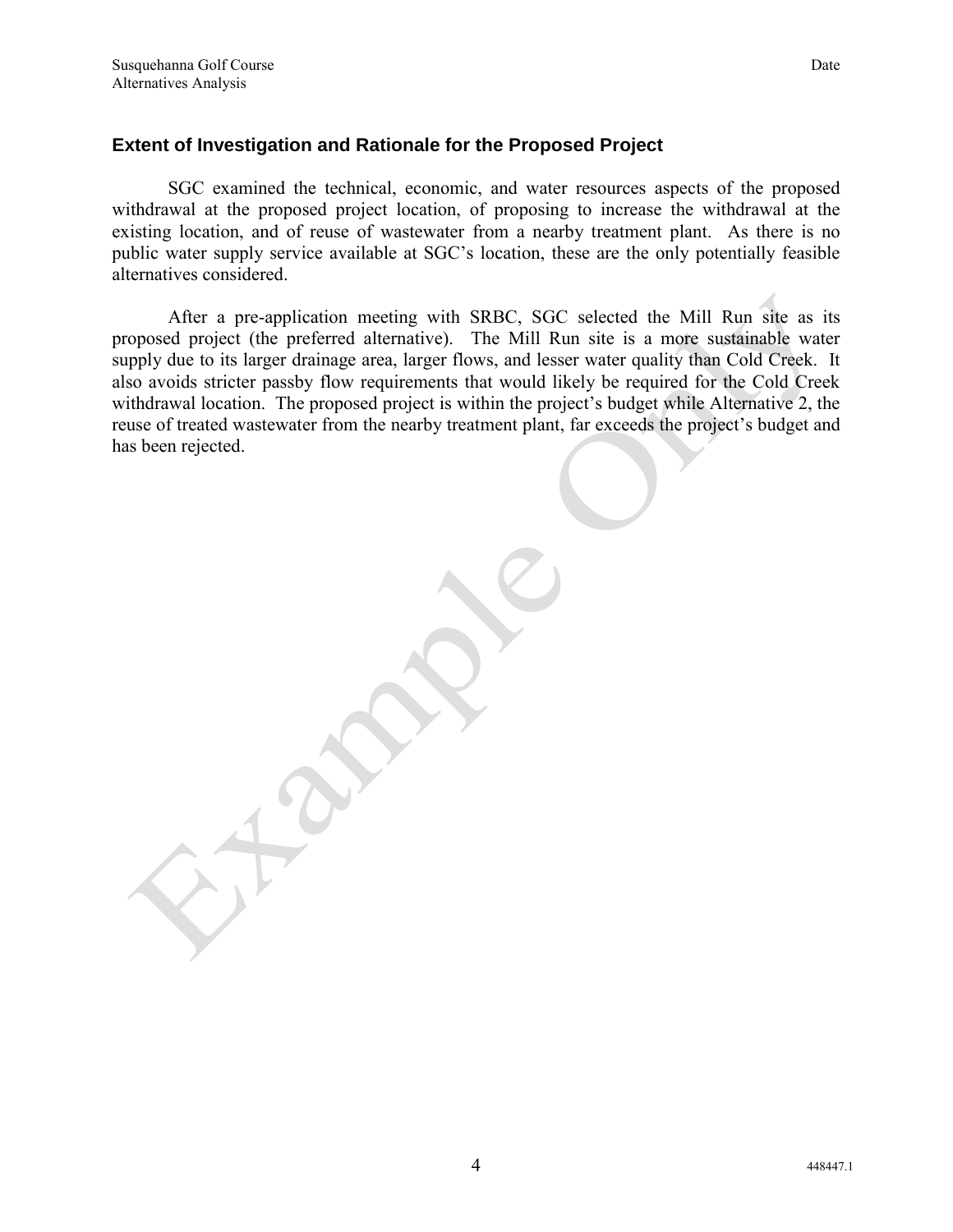## Extent of Investigation and Rationale for the Proposed Project

SGC examined the technical, economic, and water resources aspects of the proposed withdrawal at the proposed project location, of proposing to increase the withdrawal at the existing location, and of reuse of wastewater from a nearby treatment plant. As there is no public water supply service available at SGC's location, these are the only potentially feasible alternatives considered.

After a pre-application meeting with SRBC, SGC selected the Mill Run site as its proposed project (the preferred alternative). The Mill Run site is a more sustainable water supply due to its larger drainage area, larger flows, and lesser water quality than Cold Creek. It also avoids stricter passby flow requirements that would likely be required for the Cold Creek withdrawal location. The proposed project is within the project's budget while Alternative 2, the reuse of treated wastewater from the nearby treatment plant, far exceeds the project's budget and has been rejected.